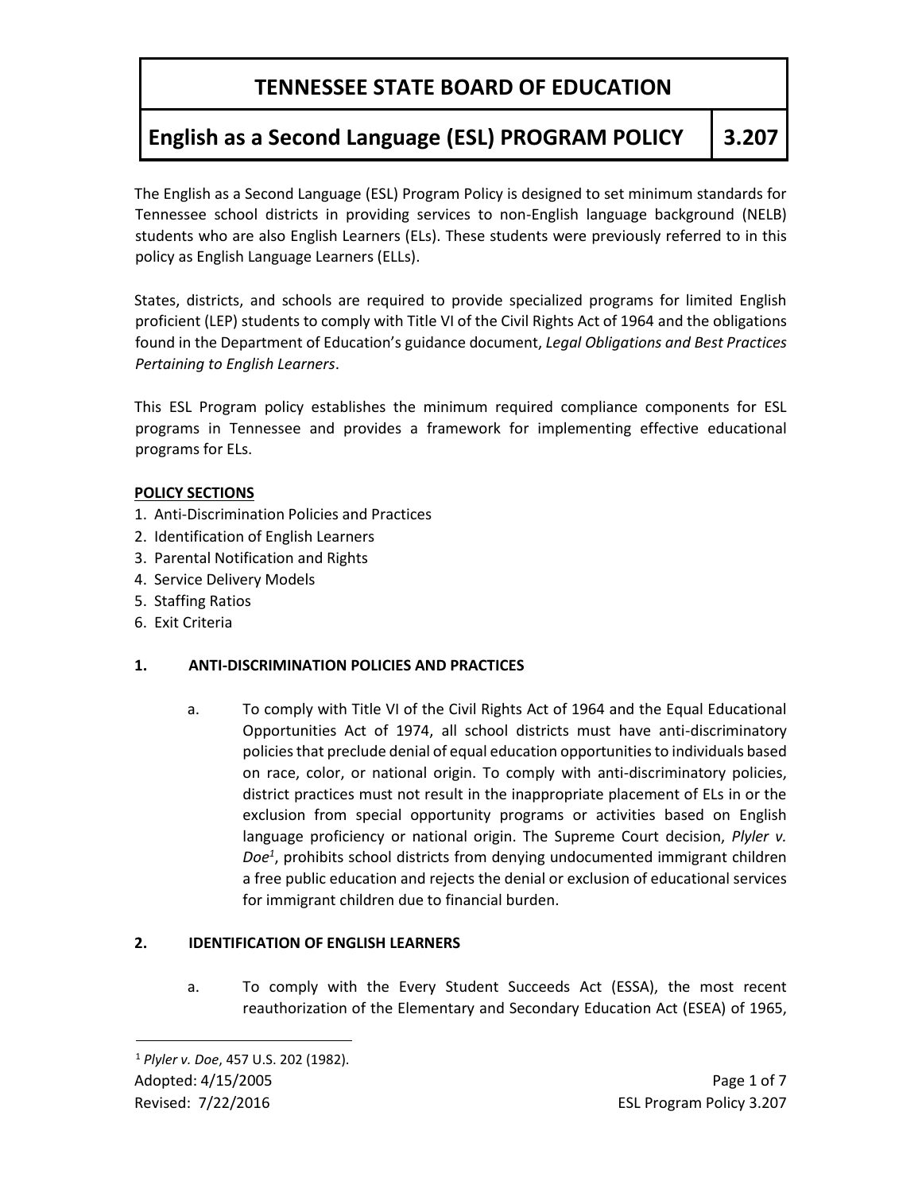# TENNESSEE STATE BOARD OF EDUCATION

## English as a Second Language (ESL) PROGRAM POLICY 3.207

The English as a Second Language (ESL) Program Policy is designed to set minimum standards for Tennessee school districts in providing services to non-English language background (NELB) students who are also English Learners (ELs). These students were previously referred to in this policy as English Language Learners (ELLs).

States, districts, and schools are required to provide specialized programs for limited English proficient (LEP) students to comply with Title VI of the Civil Rights Act of 1964 and the obligations found in the Department of Education's guidance document, *Legal Obligations and Best Practices Pertaining to English Learners*.

This ESL Program policy establishes the minimum required compliance components for ESL programs in Tennessee and provides a framework for implementing effective educational programs for ELs.

**POLICY SECTIONS**

1. Anti-Discrimination Policies and Practices
2. Identification of English Learners
3. Parental Notification and Rights
4. Service Delivery Models
5. Staffing Ratios
6. Exit Criteria

**1. ANTI-DISCRIMINATION POLICIES AND PRACTICES**

a. To comply with Title VI of the Civil Rights Act of 1964 and the Equal Educational Opportunities Act of 1974, all school districts must have anti-discriminatory policies that preclude denial of equal education opportunities to individuals based on race, color, or national origin. To comply with anti-discriminatory policies, district practices must not result in the inappropriate placement of ELs in or the exclusion from special opportunity programs or activities based on English language proficiency or national origin. The Supreme Court decision, *Plyler v. Doe*[1], prohibits school districts from denying undocumented immigrant children a free public education and rejects the denial or exclusion of educational services for immigrant children due to financial burden.

**2. IDENTIFICATION OF ENGLISH LEARNERS**

a. To comply with the Every Student Succeeds Act (ESSA), the most recent reauthorization of the Elementary and Secondary Education Act (ESEA) of 1965,

---

[1] *Plyler v. Doe*, 457 U.S. 202 (1982).

Adopted: 4/15/2005

Revised: 7/22/2016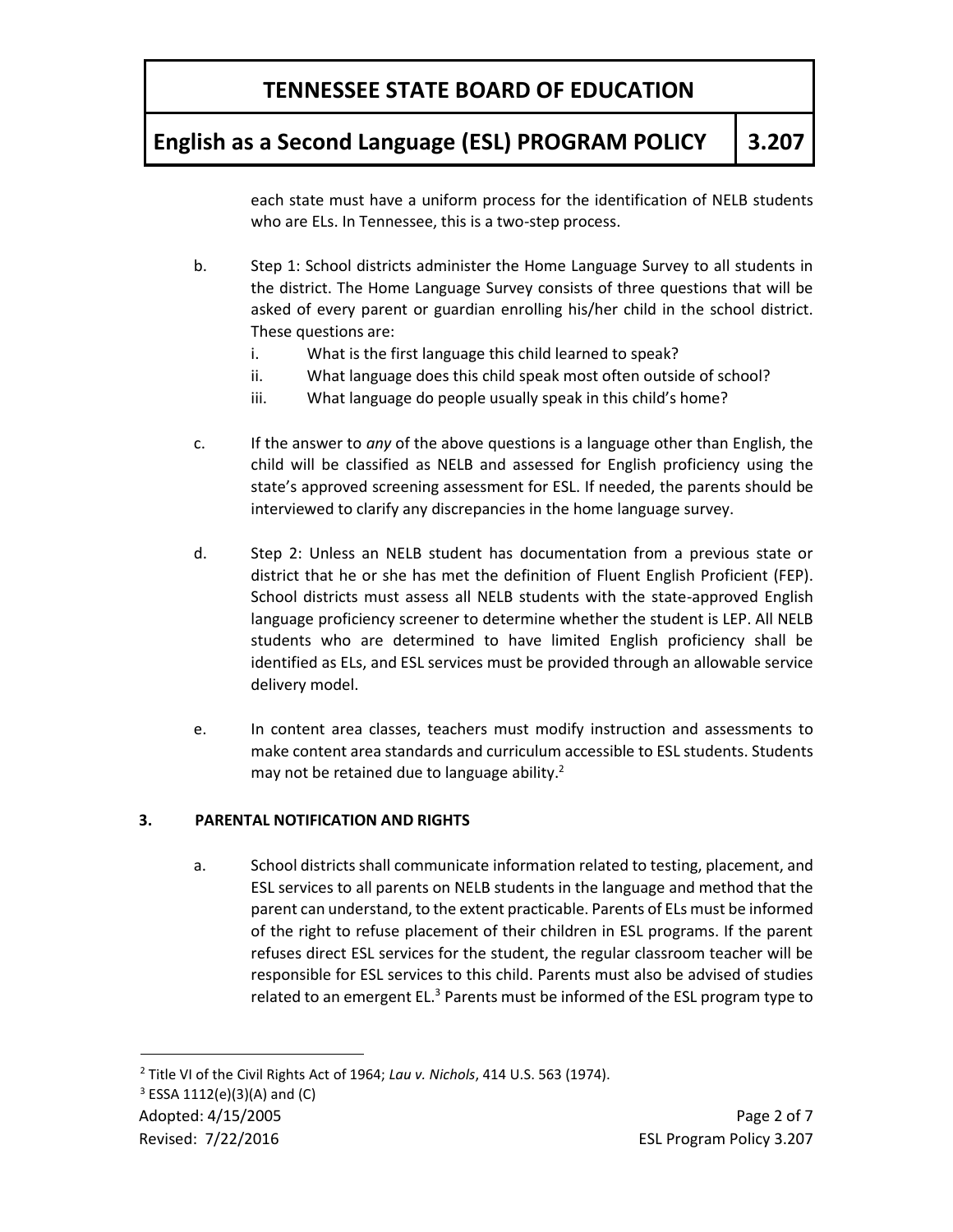each state must have a uniform process for the identification of NELB students who are ELs. In Tennessee, this is a two-step process.

b. Step 1: School districts administer the Home Language Survey to all students in the district. The Home Language Survey consists of three questions that will be asked of every parent or guardian enrolling his/her child in the school district. These questions are:
   i. What is the first language this child learned to speak?
   ii. What language does this child speak most often outside of school?
   iii. What language do people usually speak in this child's home?

c. If the answer to *any* of the above questions is a language other than English, the child will be classified as NELB and assessed for English proficiency using the state's approved screening assessment for ESL. If needed, the parents should be interviewed to clarify any discrepancies in the home language survey.

d. Step 2: Unless an NELB student has documentation from a previous state or district that he or she has met the definition of Fluent English Proficient (FEP). School districts must assess all NELB students with the state-approved English language proficiency screener to determine whether the student is LEP. All NELB students who are determined to have limited English proficiency shall be identified as ELs, and ESL services must be provided through an allowable service delivery model.

e. In content area classes, teachers must modify instruction and assessments to make content area standards and curriculum accessible to ESL students. Students may not be retained due to language ability.[2]

### 3. PARENTAL NOTIFICATION AND RIGHTS

a. School districts shall communicate information related to testing, placement, and ESL services to all parents on NELB students in the language and method that the parent can understand, to the extent practicable. Parents of ELs must be informed of the right to refuse placement of their children in ESL programs. If the parent refuses direct ESL services for the student, the regular classroom teacher will be responsible for ESL services to this child. Parents must also be advised of studies related to an emergent EL.[3] Parents must be informed of the ESL program type to

---

[2] Title VI of the Civil Rights Act of 1964; *Lau v. Nichols*, 414 U.S. 563 (1974).

[3] ESSA 1112(e)(3)(A) and (C)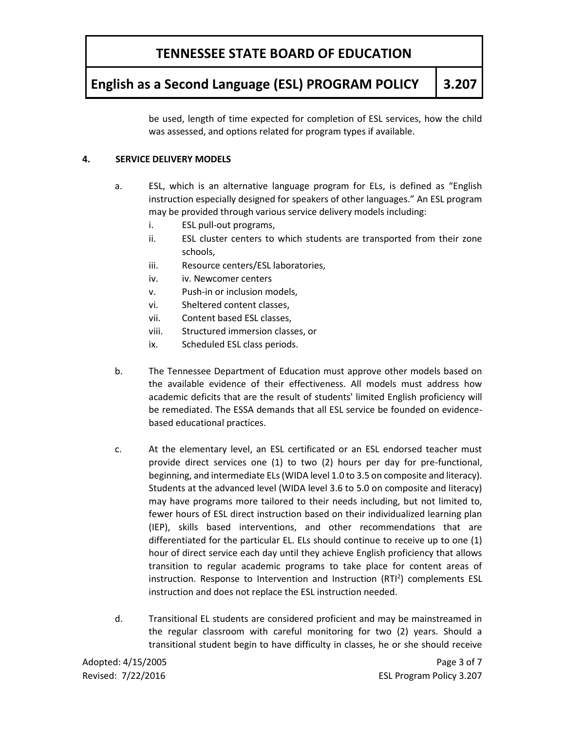be used, length of time expected for completion of ESL services, how the child was assessed, and options related for program types if available.

**4. SERVICE DELIVERY MODELS**

a. ESL, which is an alternative language program for ELs, is defined as "English instruction especially designed for speakers of other languages." An ESL program may be provided through various service delivery models including:

   i. ESL pull-out programs,
   ii. ESL cluster centers to which students are transported from their zone schools,
   iii. Resource centers/ESL laboratories,
   iv. iv. Newcomer centers
   v. Push-in or inclusion models,
   vi. Sheltered content classes,
   vii. Content based ESL classes,
   viii. Structured immersion classes, or
   ix. Scheduled ESL class periods.

b. The Tennessee Department of Education must approve other models based on the available evidence of their effectiveness. All models must address how academic deficits that are the result of students' limited English proficiency will be remediated. The ESSA demands that all ESL service be founded on evidence-based educational practices.

c. At the elementary level, an ESL certificated or an ESL endorsed teacher must provide direct services one (1) to two (2) hours per day for pre-functional, beginning, and intermediate ELs (WIDA level 1.0 to 3.5 on composite and literacy). Students at the advanced level (WIDA level 3.6 to 5.0 on composite and literacy) may have programs more tailored to their needs including, but not limited to, fewer hours of ESL direct instruction based on their individualized learning plan (IEP), skills based interventions, and other recommendations that are differentiated for the particular EL. ELs should continue to receive up to one (1) hour of direct service each day until they achieve English proficiency that allows transition to regular academic programs to take place for content areas of instruction. Response to Intervention and Instruction ($RTI^2$) complements ESL instruction and does not replace the ESL instruction needed.

d. Transitional EL students are considered proficient and may be mainstreamed in the regular classroom with careful monitoring for two (2) years. Should a transitional student begin to have difficulty in classes, he or she should receive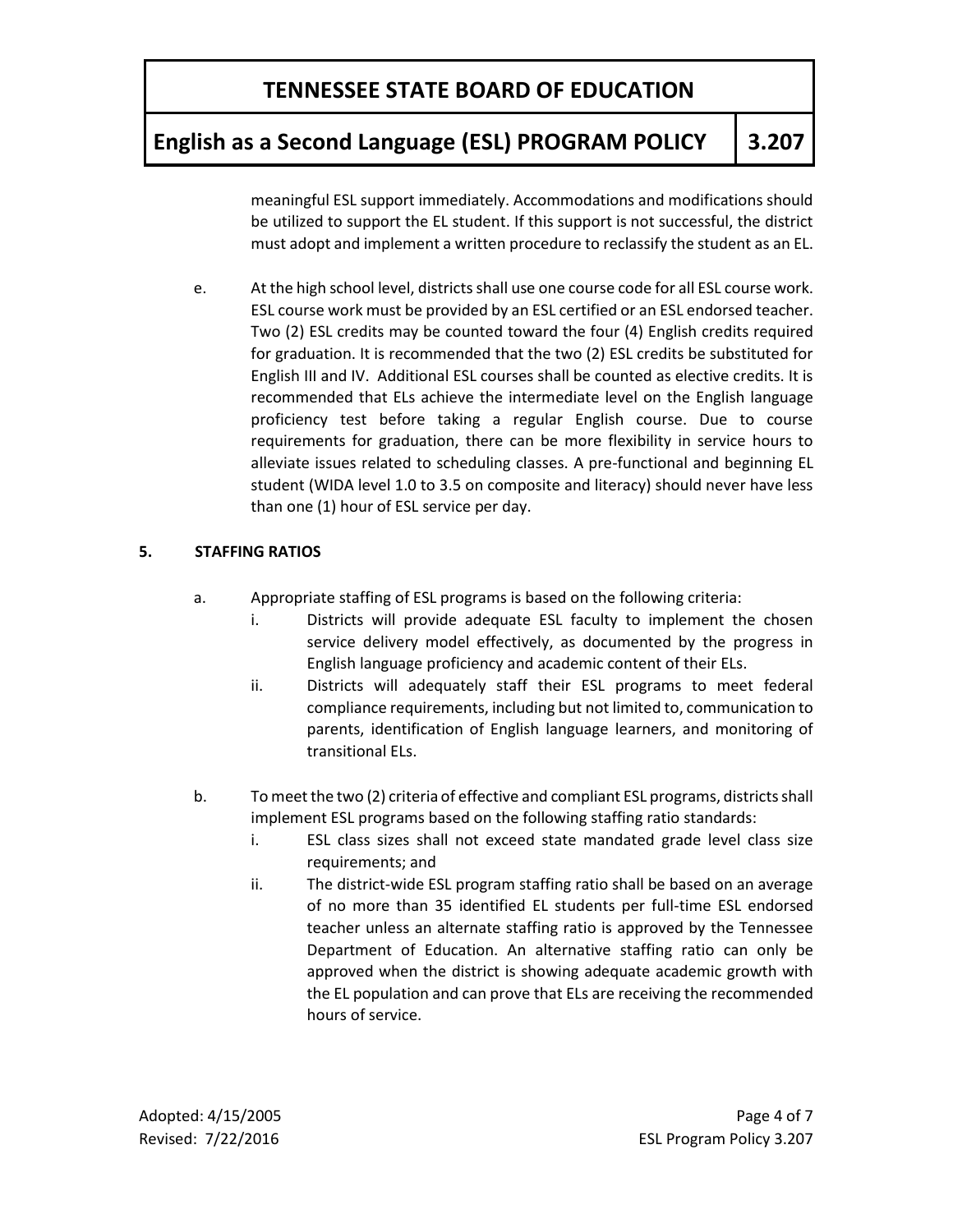meaningful ESL support immediately. Accommodations and modifications should be utilized to support the EL student. If this support is not successful, the district must adopt and implement a written procedure to reclassify the student as an EL.

e. At the high school level, districts shall use one course code for all ESL course work. ESL course work must be provided by an ESL certified or an ESL endorsed teacher. Two (2) ESL credits may be counted toward the four (4) English credits required for graduation. It is recommended that the two (2) ESL credits be substituted for English III and IV. Additional ESL courses shall be counted as elective credits. It is recommended that ELs achieve the intermediate level on the English language proficiency test before taking a regular English course. Due to course requirements for graduation, there can be more flexibility in service hours to alleviate issues related to scheduling classes. A pre-functional and beginning EL student (WIDA level 1.0 to 3.5 on composite and literacy) should never have less than one (1) hour of ESL service per day.

## 5. STAFFING RATIOS

a. Appropriate staffing of ESL programs is based on the following criteria:

   i. Districts will provide adequate ESL faculty to implement the chosen service delivery model effectively, as documented by the progress in English language proficiency and academic content of their ELs.

   ii. Districts will adequately staff their ESL programs to meet federal compliance requirements, including but not limited to, communication to parents, identification of English language learners, and monitoring of transitional ELs.

b. To meet the two (2) criteria of effective and compliant ESL programs, districts shall implement ESL programs based on the following staffing ratio standards:

   i. ESL class sizes shall not exceed state mandated grade level class size requirements; and

   ii. The district-wide ESL program staffing ratio shall be based on an average of no more than 35 identified EL students per full-time ESL endorsed teacher unless an alternate staffing ratio is approved by the Tennessee Department of Education. An alternative staffing ratio can only be approved when the district is showing adequate academic growth with the EL population and can prove that ELs are receiving the recommended hours of service.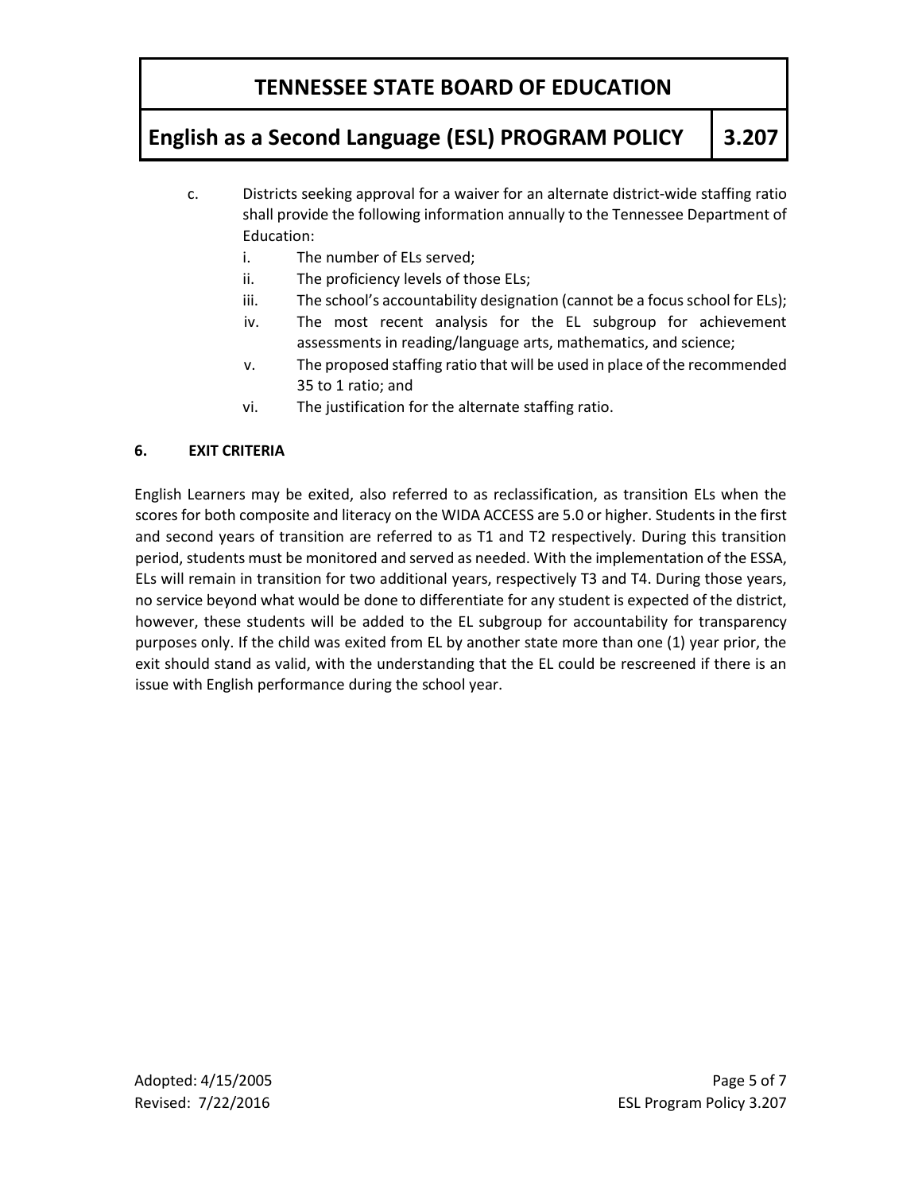c. Districts seeking approval for a waiver for an alternate district-wide staffing ratio shall provide the following information annually to the Tennessee Department of Education:

   i. The number of ELs served;
   ii. The proficiency levels of those ELs;
   iii. The school's accountability designation (cannot be a focus school for ELs);
   iv. The most recent analysis for the EL subgroup for achievement assessments in reading/language arts, mathematics, and science;
   v. The proposed staffing ratio that will be used in place of the recommended 35 to 1 ratio; and
   vi. The justification for the alternate staffing ratio.

**6. EXIT CRITERIA**

English Learners may be exited, also referred to as reclassification, as transition ELs when the scores for both composite and literacy on the WIDA ACCESS are 5.0 or higher. Students in the first and second years of transition are referred to as T1 and T2 respectively. During this transition period, students must be monitored and served as needed. With the implementation of the ESSA, ELs will remain in transition for two additional years, respectively T3 and T4. During those years, no service beyond what would be done to differentiate for any student is expected of the district, however, these students will be added to the EL subgroup for accountability for transparency purposes only. If the child was exited from EL by another state more than one (1) year prior, the exit should stand as valid, with the understanding that the EL could be rescreened if there is an issue with English performance during the school year.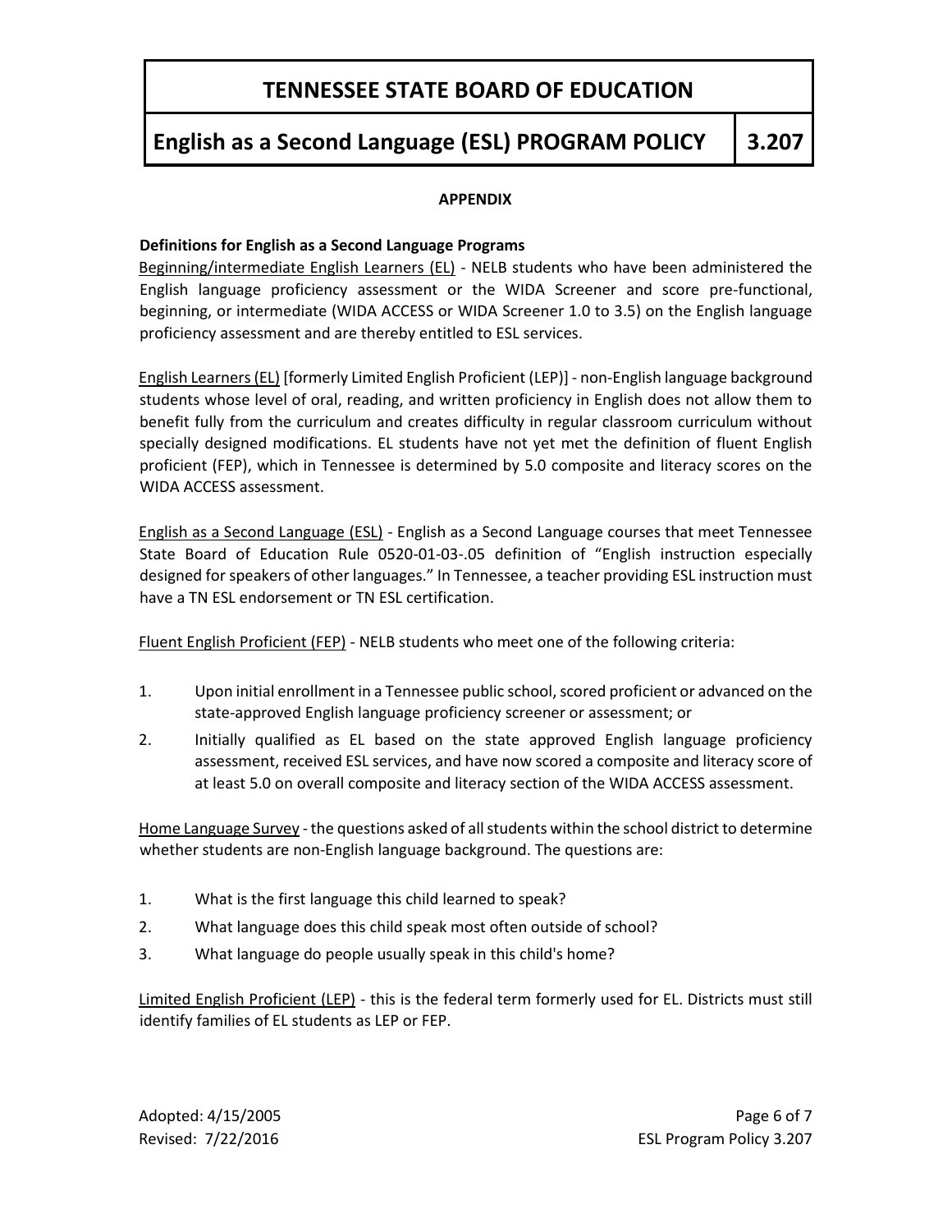## APPENDIX

### Definitions for English as a Second Language Programs

Beginning/intermediate English Learners (EL) - NELB students who have been administered the English language proficiency assessment or the WIDA Screener and score pre-functional, beginning, or intermediate (WIDA ACCESS or WIDA Screener 1.0 to 3.5) on the English language proficiency assessment and are thereby entitled to ESL services.

English Learners (EL) [formerly Limited English Proficient (LEP)] - non-English language background students whose level of oral, reading, and written proficiency in English does not allow them to benefit fully from the curriculum and creates difficulty in regular classroom curriculum without specially designed modifications. EL students have not yet met the definition of fluent English proficient (FEP), which in Tennessee is determined by 5.0 composite and literacy scores on the WIDA ACCESS assessment.

English as a Second Language (ESL) - English as a Second Language courses that meet Tennessee State Board of Education Rule 0520-01-03-.05 definition of "English instruction especially designed for speakers of other languages." In Tennessee, a teacher providing ESL instruction must have a TN ESL endorsement or TN ESL certification.

Fluent English Proficient (FEP) - NELB students who meet one of the following criteria:

1. Upon initial enrollment in a Tennessee public school, scored proficient or advanced on the state-approved English language proficiency screener or assessment; or
2. Initially qualified as EL based on the state approved English language proficiency assessment, received ESL services, and have now scored a composite and literacy score of at least 5.0 on overall composite and literacy section of the WIDA ACCESS assessment.

Home Language Survey - the questions asked of all students within the school district to determine whether students are non-English language background. The questions are:

1. What is the first language this child learned to speak?
2. What language does this child speak most often outside of school?
3. What language do people usually speak in this child's home?

Limited English Proficient (LEP) - this is the federal term formerly used for EL. Districts must still identify families of EL students as LEP or FEP.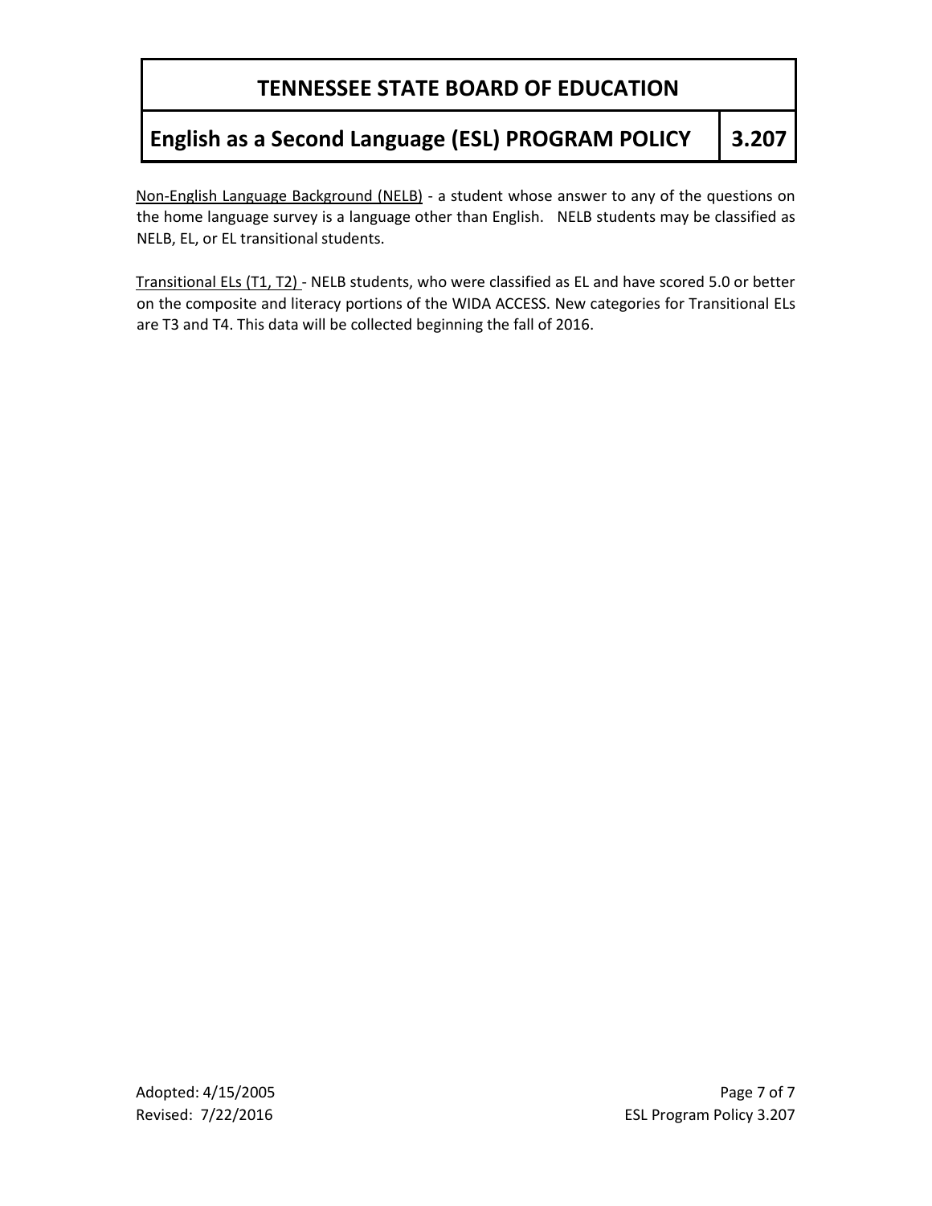Non-English Language Background (NELB) - a student whose answer to any of the questions on the home language survey is a language other than English. NELB students may be classified as NELB, EL, or EL transitional students.

Transitional ELs (T1, T2) - NELB students, who were classified as EL and have scored 5.0 or better on the composite and literacy portions of the WIDA ACCESS. New categories for Transitional ELs are T3 and T4. This data will be collected beginning the fall of 2016.